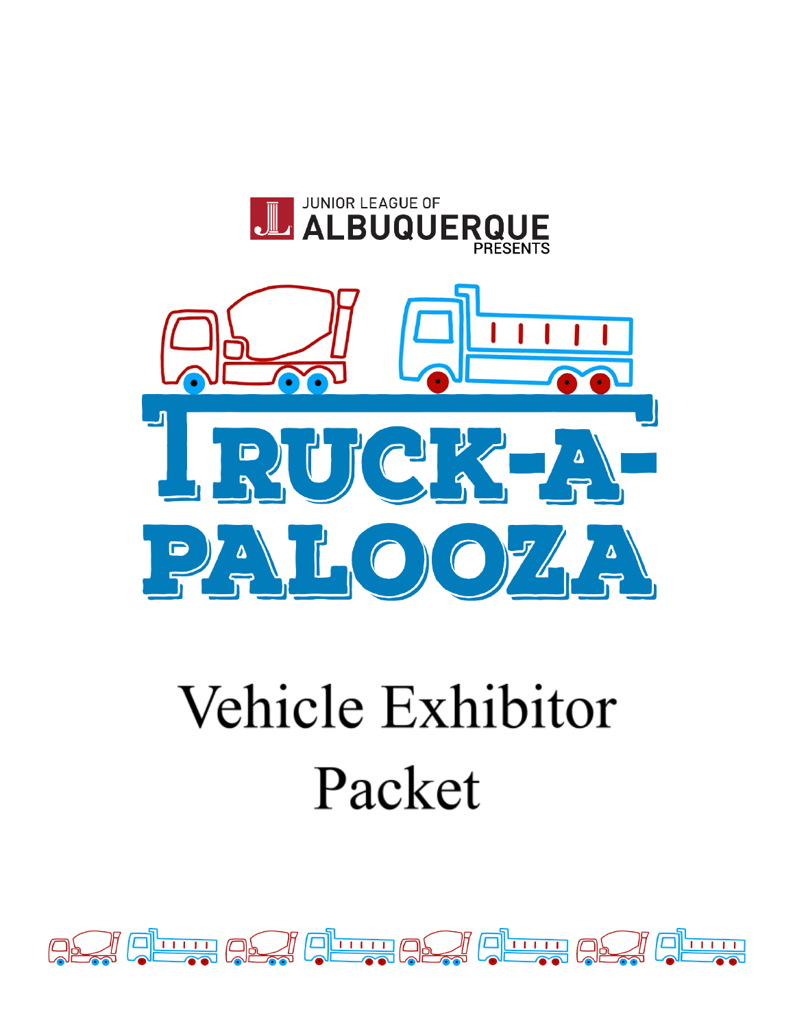JUNIOR LEAGUE OF
ALBUQUERQUE
PRESENTS

# TRUCK-A-PALOOZA

# Vehicle Exhibitor Packet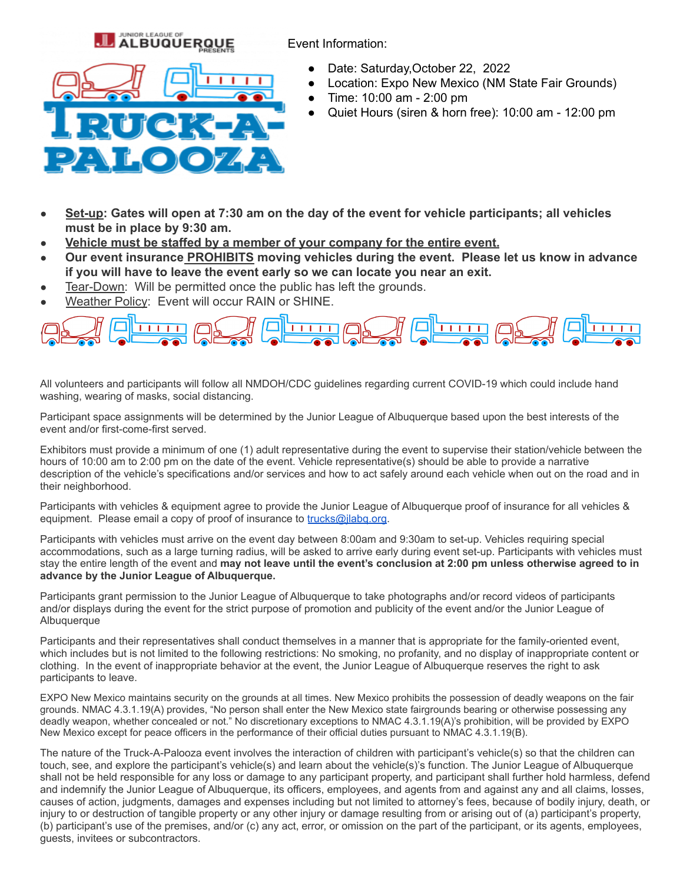JUNIOR LEAGUE OF ALBUQUERQUE PRESENTS

# TRUCK-A-PALOOZA

Event Information:

- Date: Saturday,October 22, 2022
- Location: Expo New Mexico (NM State Fair Grounds)
- Time: 10:00 am - 2:00 pm
- Quiet Hours (siren & horn free): 10:00 am - 12:00 pm

- **Set-up: Gates will open at 7:30 am on the day of the event for vehicle participants; all vehicles must be in place by 9:30 am.**
- **Vehicle must be staffed by a member of your company for the entire event.**
- **Our event insurance PROHIBITS moving vehicles during the event. Please let us know in advance if you will have to leave the event early so we can locate you near an exit.**
- Tear-Down: Will be permitted once the public has left the grounds.
- Weather Policy: Event will occur RAIN or SHINE.

All volunteers and participants will follow all NMDOH/CDC guidelines regarding current COVID-19 which could include hand washing, wearing of masks, social distancing.

Participant space assignments will be determined by the Junior League of Albuquerque based upon the best interests of the event and/or first-come-first served.

Exhibitors must provide a minimum of one (1) adult representative during the event to supervise their station/vehicle between the hours of 10:00 am to 2:00 pm on the date of the event. Vehicle representative(s) should be able to provide a narrative description of the vehicle's specifications and/or services and how to act safely around each vehicle when out on the road and in their neighborhood.

Participants with vehicles & equipment agree to provide the Junior League of Albuquerque proof of insurance for all vehicles & equipment. Please email a copy of proof of insurance to trucks@jlabq.org.

Participants with vehicles must arrive on the event day between 8:00am and 9:30am to set-up. Vehicles requiring special accommodations, such as a large turning radius, will be asked to arrive early during event set-up. Participants with vehicles must stay the entire length of the event and **may not leave until the event's conclusion at 2:00 pm unless otherwise agreed to in advance by the Junior League of Albuquerque.**

Participants grant permission to the Junior League of Albuquerque to take photographs and/or record videos of participants and/or displays during the event for the strict purpose of promotion and publicity of the event and/or the Junior League of Albuquerque

Participants and their representatives shall conduct themselves in a manner that is appropriate for the family-oriented event, which includes but is not limited to the following restrictions: No smoking, no profanity, and no display of inappropriate content or clothing. In the event of inappropriate behavior at the event, the Junior League of Albuquerque reserves the right to ask participants to leave.

EXPO New Mexico maintains security on the grounds at all times. New Mexico prohibits the possession of deadly weapons on the fair grounds. NMAC 4.3.1.19(A) provides, "No person shall enter the New Mexico state fairgrounds bearing or otherwise possessing any deadly weapon, whether concealed or not." No discretionary exceptions to NMAC 4.3.1.19(A)'s prohibition, will be provided by EXPO New Mexico except for peace officers in the performance of their official duties pursuant to NMAC 4.3.1.19(B).

The nature of the Truck-A-Palooza event involves the interaction of children with participant's vehicle(s) so that the children can touch, see, and explore the participant's vehicle(s) and learn about the vehicle(s)'s function. The Junior League of Albuquerque shall not be held responsible for any loss or damage to any participant property, and participant shall further hold harmless, defend and indemnify the Junior League of Albuquerque, its officers, employees, and agents from and against any and all claims, losses, causes of action, judgments, damages and expenses including but not limited to attorney's fees, because of bodily injury, death, or injury to or destruction of tangible property or any other injury or damage resulting from or arising out of (a) participant's property, (b) participant's use of the premises, and/or (c) any act, error, or omission on the part of the participant, or its agents, employees, guests, invitees or subcontractors.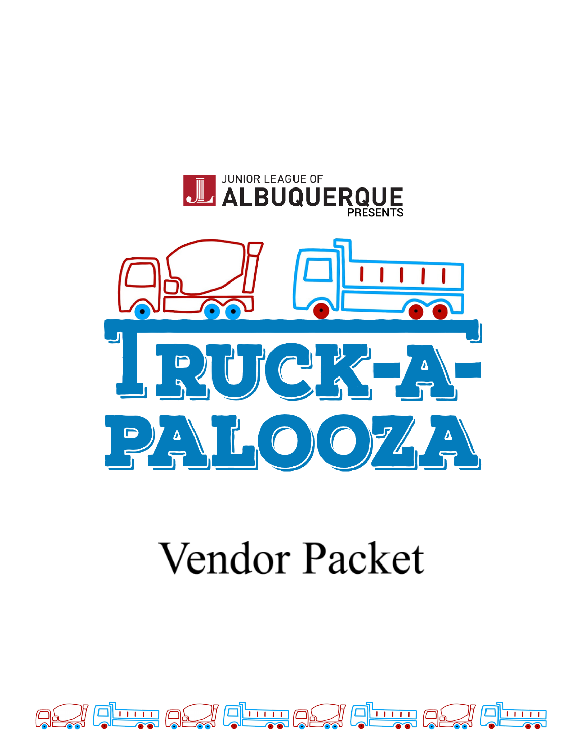JUNIOR LEAGUE OF

# ALBUQUERQUE

PRESENTS

# TRUCK-A-PALOOZA

# Vendor Packet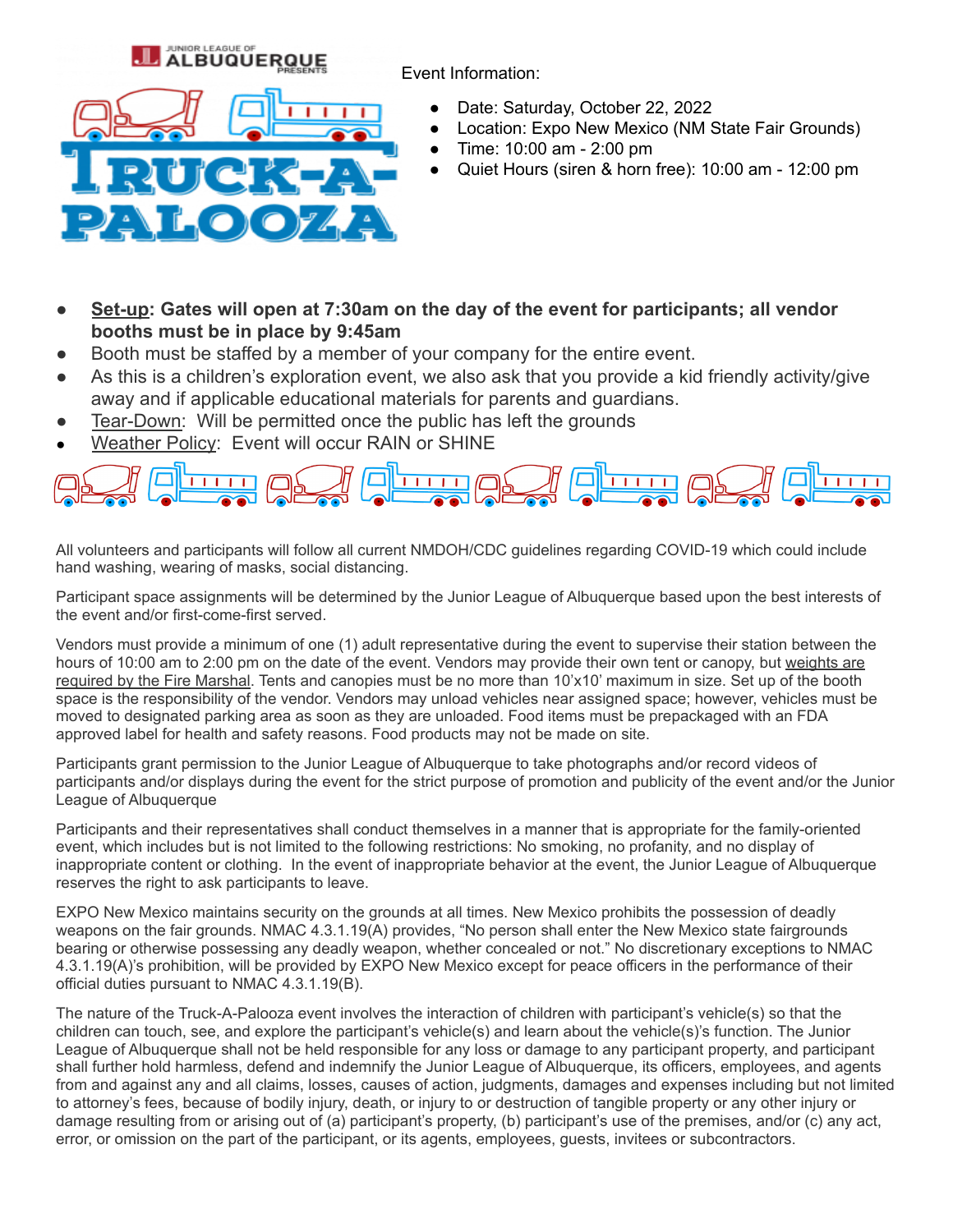JUNIOR LEAGUE OF ALBUQUERQUE PRESENTS

# TRUCK-A-PALOOZA

Event Information:

- Date: Saturday, October 22, 2022
- Location: Expo New Mexico (NM State Fair Grounds)
- Time: 10:00 am - 2:00 pm
- Quiet Hours (siren & horn free): 10:00 am - 12:00 pm

- **Set-up: Gates will open at 7:30am on the day of the event for participants; all vendor booths must be in place by 9:45am**
- Booth must be staffed by a member of your company for the entire event.
- As this is a children's exploration event, we also ask that you provide a kid friendly activity/give away and if applicable educational materials for parents and guardians.
- Tear-Down: Will be permitted once the public has left the grounds
- Weather Policy: Event will occur RAIN or SHINE

All volunteers and participants will follow all current NMDOH/CDC guidelines regarding COVID-19 which could include hand washing, wearing of masks, social distancing.

Participant space assignments will be determined by the Junior League of Albuquerque based upon the best interests of the event and/or first-come-first served.

Vendors must provide a minimum of one (1) adult representative during the event to supervise their station between the hours of 10:00 am to 2:00 pm on the date of the event. Vendors may provide their own tent or canopy, but weights are required by the Fire Marshal. Tents and canopies must be no more than 10'x10' maximum in size. Set up of the booth space is the responsibility of the vendor. Vendors may unload vehicles near assigned space; however, vehicles must be moved to designated parking area as soon as they are unloaded. Food items must be prepackaged with an FDA approved label for health and safety reasons. Food products may not be made on site.

Participants grant permission to the Junior League of Albuquerque to take photographs and/or record videos of participants and/or displays during the event for the strict purpose of promotion and publicity of the event and/or the Junior League of Albuquerque

Participants and their representatives shall conduct themselves in a manner that is appropriate for the family-oriented event, which includes but is not limited to the following restrictions: No smoking, no profanity, and no display of inappropriate content or clothing. In the event of inappropriate behavior at the event, the Junior League of Albuquerque reserves the right to ask participants to leave.

EXPO New Mexico maintains security on the grounds at all times. New Mexico prohibits the possession of deadly weapons on the fair grounds. NMAC 4.3.1.19(A) provides, "No person shall enter the New Mexico state fairgrounds bearing or otherwise possessing any deadly weapon, whether concealed or not." No discretionary exceptions to NMAC 4.3.1.19(A)'s prohibition, will be provided by EXPO New Mexico except for peace officers in the performance of their official duties pursuant to NMAC 4.3.1.19(B).

The nature of the Truck-A-Palooza event involves the interaction of children with participant's vehicle(s) so that the children can touch, see, and explore the participant's vehicle(s) and learn about the vehicle(s)'s function. The Junior League of Albuquerque shall not be held responsible for any loss or damage to any participant property, and participant shall further hold harmless, defend and indemnify the Junior League of Albuquerque, its officers, employees, and agents from and against any and all claims, losses, causes of action, judgments, damages and expenses including but not limited to attorney's fees, because of bodily injury, death, or injury to or destruction of tangible property or any other injury or damage resulting from or arising out of (a) participant's property, (b) participant's use of the premises, and/or (c) any act, error, or omission on the part of the participant, or its agents, employees, guests, invitees or subcontractors.